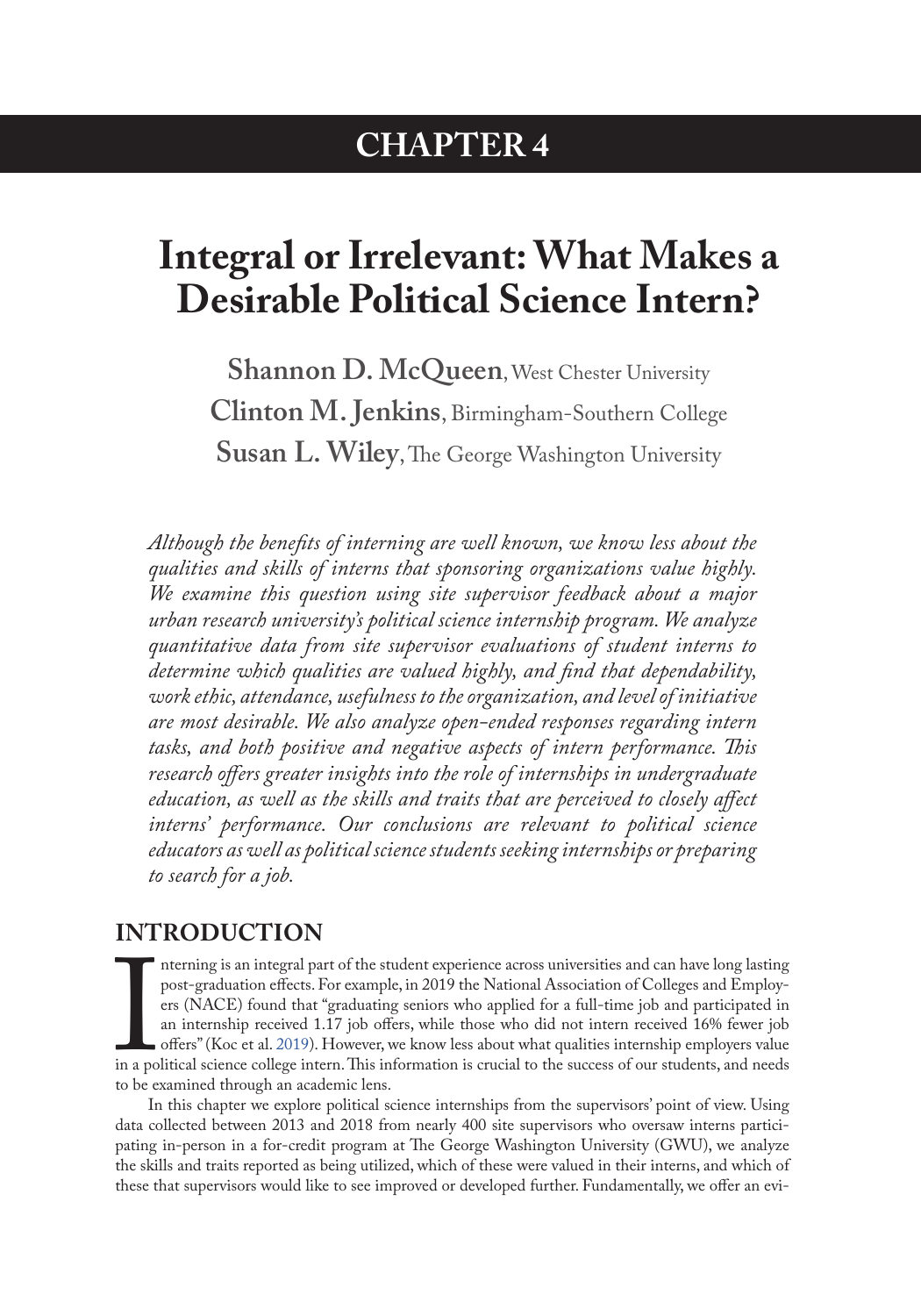# CHAPTER 4

# Integral or Irrelevant: What Makes a Desirable Political Science Intern?

**Shannon D. McQueen**, West Chester University
**Clinton M. Jenkins**, Birmingham-Southern College
**Susan L. Wiley**, The George Washington University

*Although the benefits of interning are well known, we know less about the qualities and skills of interns that sponsoring organizations value highly. We examine this question using site supervisor feedback about a major urban research university's political science internship program. We analyze quantitative data from site supervisor evaluations of student interns to determine which qualities are valued highly, and find that dependability, work ethic, attendance, usefulness to the organization, and level of initiative are most desirable. We also analyze open-ended responses regarding intern tasks, and both positive and negative aspects of intern performance. This research offers greater insights into the role of internships in undergraduate education, as well as the skills and traits that are perceived to closely affect interns' performance. Our conclusions are relevant to political science educators as well as political science students seeking internships or preparing to search for a job.*

## INTRODUCTION

Interning is an integral part of the student experience across universities and can have long lasting post-graduation effects. For example, in 2019 the National Association of Colleges and Employers (NACE) found that "graduating seniors who applied for a full-time job and participated in an internship received 1.17 job offers, while those who did not intern received 16% fewer job offers" (Koc et al. 2019). However, we know less about what qualities internship employers value in a political science college intern. This information is crucial to the success of our students, and needs to be examined through an academic lens.

In this chapter we explore political science internships from the supervisors' point of view. Using data collected between 2013 and 2018 from nearly 400 site supervisors who oversaw interns participating in-person in a for-credit program at The George Washington University (GWU), we analyze the skills and traits reported as being utilized, which of these were valued in their interns, and which of these that supervisors would like to see improved or developed further. Fundamentally, we offer an evi-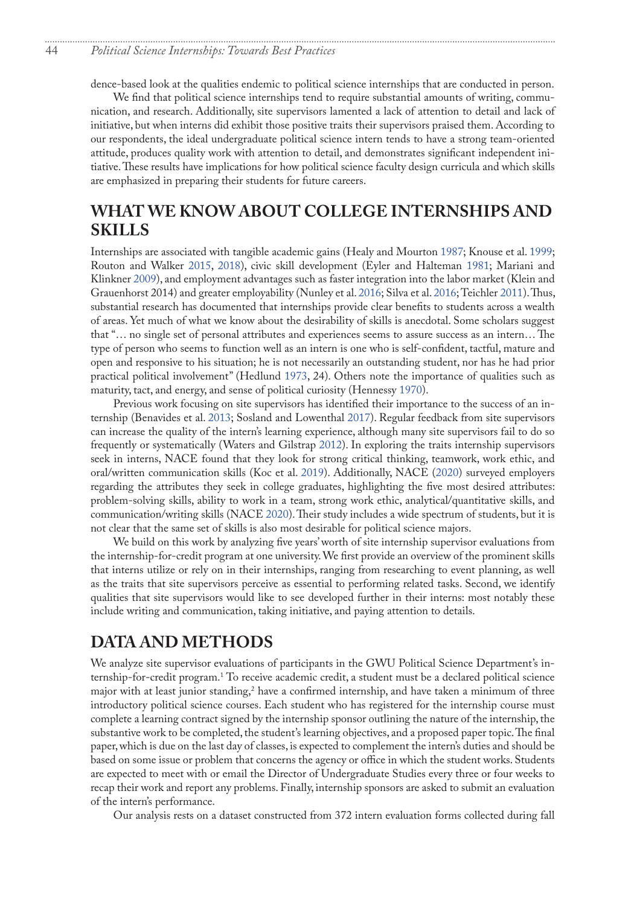dence-based look at the qualities endemic to political science internships that are conducted in person.

We find that political science internships tend to require substantial amounts of writing, communication, and research. Additionally, site supervisors lamented a lack of attention to detail and lack of initiative, but when interns did exhibit those positive traits their supervisors praised them. According to our respondents, the ideal undergraduate political science intern tends to have a strong team-oriented attitude, produces quality work with attention to detail, and demonstrates significant independent initiative. These results have implications for how political science faculty design curricula and which skills are emphasized in preparing their students for future careers.

## WHAT WE KNOW ABOUT COLLEGE INTERNSHIPS AND SKILLS

Internships are associated with tangible academic gains (Healy and Mourton 1987; Knouse et al. 1999; Routon and Walker 2015, 2018), civic skill development (Eyler and Halteman 1981; Mariani and Klinkner 2009), and employment advantages such as faster integration into the labor market (Klein and Grauenhorst 2014) and greater employability (Nunley et al. 2016; Silva et al. 2016; Teichler 2011). Thus, substantial research has documented that internships provide clear benefits to students across a wealth of areas. Yet much of what we know about the desirability of skills is anecdotal. Some scholars suggest that "… no single set of personal attributes and experiences seems to assure success as an intern… The type of person who seems to function well as an intern is one who is self-confident, tactful, mature and open and responsive to his situation; he is not necessarily an outstanding student, nor has he had prior practical political involvement" (Hedlund 1973, 24). Others note the importance of qualities such as maturity, tact, and energy, and sense of political curiosity (Hennessy 1970).

Previous work focusing on site supervisors has identified their importance to the success of an internship (Benavides et al. 2013; Sosland and Lowenthal 2017). Regular feedback from site supervisors can increase the quality of the intern's learning experience, although many site supervisors fail to do so frequently or systematically (Waters and Gilstrap 2012). In exploring the traits internship supervisors seek in interns, NACE found that they look for strong critical thinking, teamwork, work ethic, and oral/written communication skills (Koc et al. 2019). Additionally, NACE (2020) surveyed employers regarding the attributes they seek in college graduates, highlighting the five most desired attributes: problem-solving skills, ability to work in a team, strong work ethic, analytical/quantitative skills, and communication/writing skills (NACE 2020). Their study includes a wide spectrum of students, but it is not clear that the same set of skills is also most desirable for political science majors.

We build on this work by analyzing five years' worth of site internship supervisor evaluations from the internship-for-credit program at one university. We first provide an overview of the prominent skills that interns utilize or rely on in their internships, ranging from researching to event planning, as well as the traits that site supervisors perceive as essential to performing related tasks. Second, we identify qualities that site supervisors would like to see developed further in their interns: most notably these include writing and communication, taking initiative, and paying attention to details.

## DATA AND METHODS

We analyze site supervisor evaluations of participants in the GWU Political Science Department's internship-for-credit program.[1] To receive academic credit, a student must be a declared political science major with at least junior standing,[2] have a confirmed internship, and have taken a minimum of three introductory political science courses. Each student who has registered for the internship course must complete a learning contract signed by the internship sponsor outlining the nature of the internship, the substantive work to be completed, the student's learning objectives, and a proposed paper topic. The final paper, which is due on the last day of classes, is expected to complement the intern's duties and should be based on some issue or problem that concerns the agency or office in which the student works. Students are expected to meet with or email the Director of Undergraduate Studies every three or four weeks to recap their work and report any problems. Finally, internship sponsors are asked to submit an evaluation of the intern's performance.

Our analysis rests on a dataset constructed from 372 intern evaluation forms collected during fall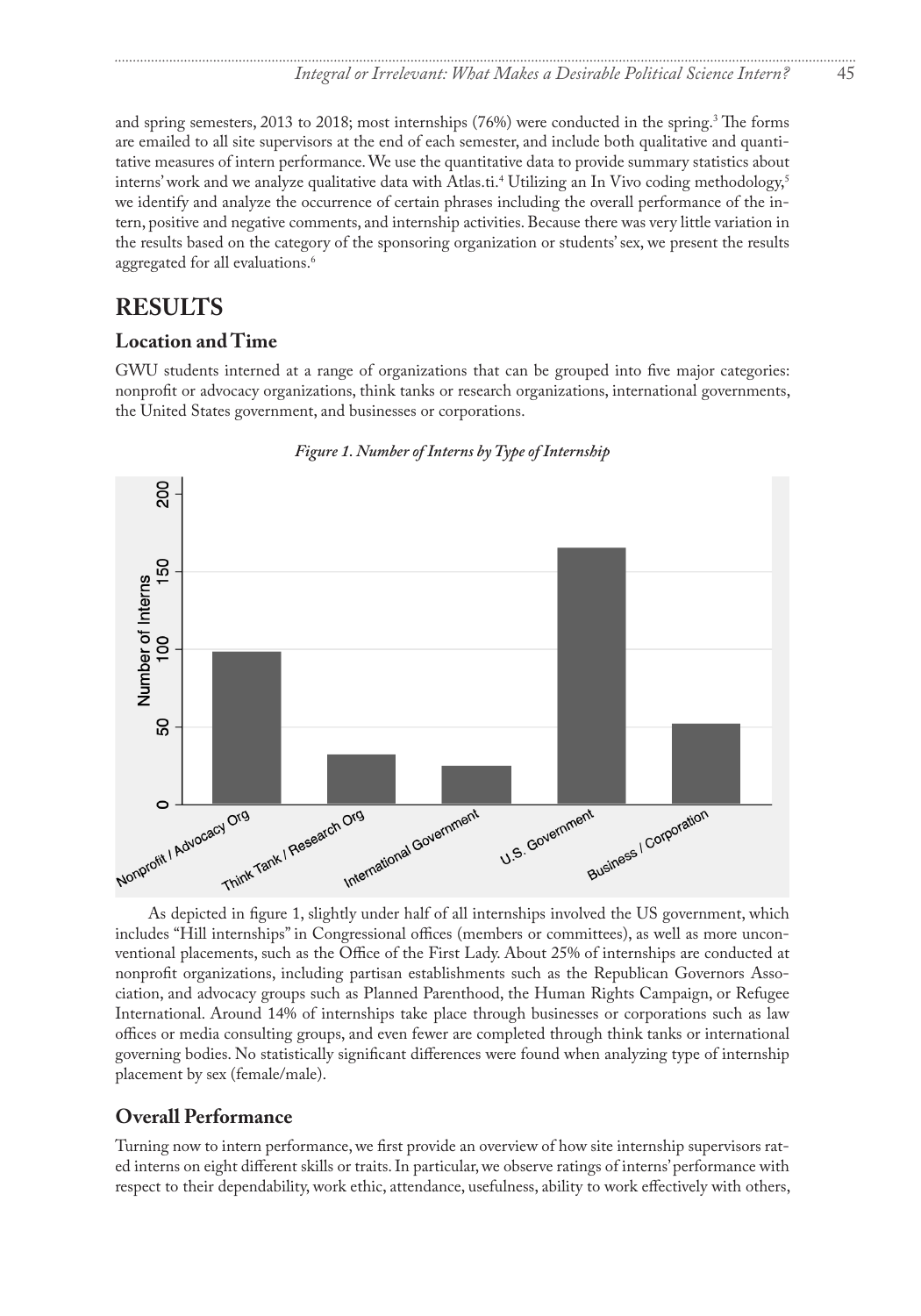and spring semesters, 2013 to 2018; most internships (76%) were conducted in the spring.[3] The forms are emailed to all site supervisors at the end of each semester, and include both qualitative and quantitative measures of intern performance. We use the quantitative data to provide summary statistics about interns' work and we analyze qualitative data with Atlas.ti.[4] Utilizing an In Vivo coding methodology,[5] we identify and analyze the occurrence of certain phrases including the overall performance of the intern, positive and negative comments, and internship activities. Because there was very little variation in the results based on the category of the sponsoring organization or students' sex, we present the results aggregated for all evaluations.[6]

## RESULTS

### Location and Time

GWU students interned at a range of organizations that can be grouped into five major categories: nonprofit or advocacy organizations, think tanks or research organizations, international governments, the United States government, and businesses or corporations.

*Figure 1. Number of Interns by Type of Internship*

As depicted in figure 1, slightly under half of all internships involved the US government, which includes "Hill internships" in Congressional offices (members or committees), as well as more unconventional placements, such as the Office of the First Lady. About 25% of internships are conducted at nonprofit organizations, including partisan establishments such as the Republican Governors Association, and advocacy groups such as Planned Parenthood, the Human Rights Campaign, or Refugee International. Around 14% of internships take place through businesses or corporations such as law offices or media consulting groups, and even fewer are completed through think tanks or international governing bodies. No statistically significant differences were found when analyzing type of internship placement by sex (female/male).

### Overall Performance

Turning now to intern performance, we first provide an overview of how site internship supervisors rated interns on eight different skills or traits. In particular, we observe ratings of interns' performance with respect to their dependability, work ethic, attendance, usefulness, ability to work effectively with others,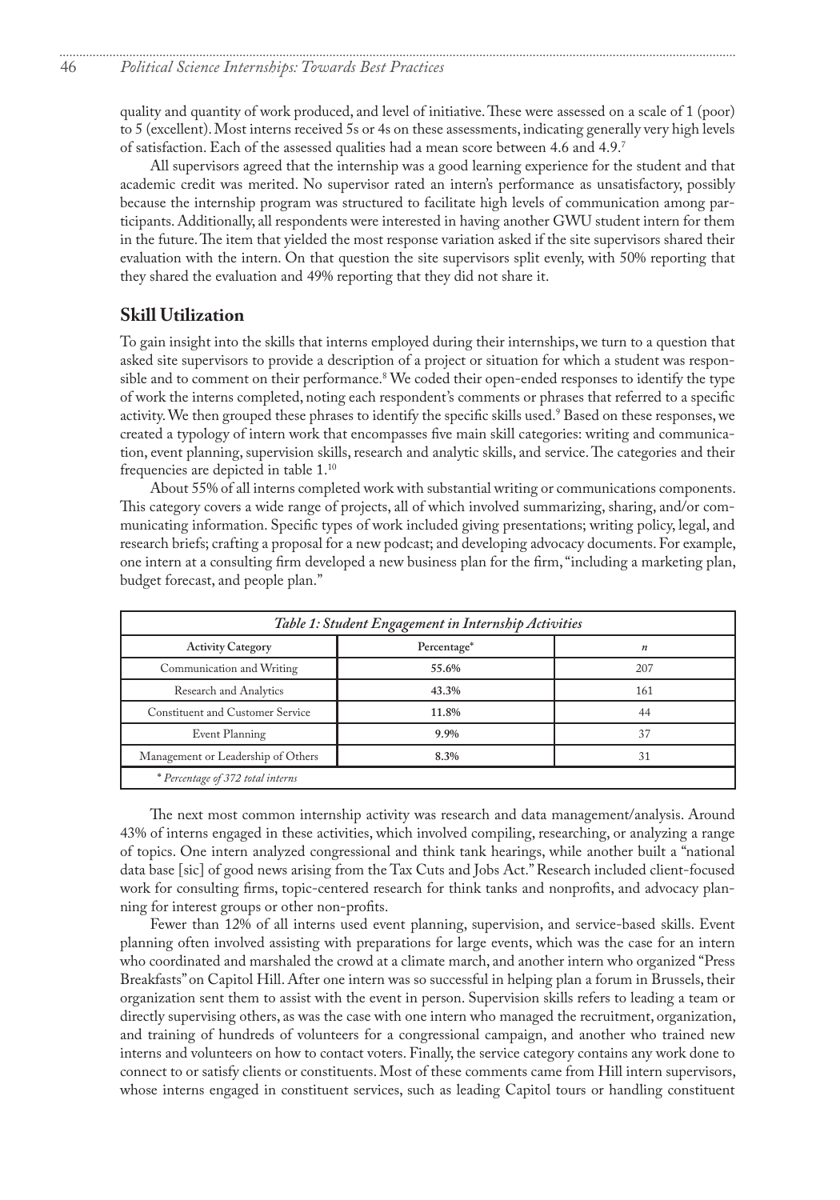quality and quantity of work produced, and level of initiative. These were assessed on a scale of 1 (poor) to 5 (excellent). Most interns received 5s or 4s on these assessments, indicating generally very high levels of satisfaction. Each of the assessed qualities had a mean score between 4.6 and 4.9.[7]

All supervisors agreed that the internship was a good learning experience for the student and that academic credit was merited. No supervisor rated an intern's performance as unsatisfactory, possibly because the internship program was structured to facilitate high levels of communication among participants. Additionally, all respondents were interested in having another GWU student intern for them in the future. The item that yielded the most response variation asked if the site supervisors shared their evaluation with the intern. On that question the site supervisors split evenly, with 50% reporting that they shared the evaluation and 49% reporting that they did not share it.

## Skill Utilization

To gain insight into the skills that interns employed during their internships, we turn to a question that asked site supervisors to provide a description of a project or situation for which a student was responsible and to comment on their performance.[8] We coded their open-ended responses to identify the type of work the interns completed, noting each respondent's comments or phrases that referred to a specific activity. We then grouped these phrases to identify the specific skills used.[9] Based on these responses, we created a typology of intern work that encompasses five main skill categories: writing and communication, event planning, supervision skills, research and analytic skills, and service. The categories and their frequencies are depicted in table 1.[10]

About 55% of all interns completed work with substantial writing or communications components. This category covers a wide range of projects, all of which involved summarizing, sharing, and/or communicating information. Specific types of work included giving presentations; writing policy, legal, and research briefs; crafting a proposal for a new podcast; and developing advocacy documents. For example, one intern at a consulting firm developed a new business plan for the firm, "including a marketing plan, budget forecast, and people plan."

*Table 1: Student Engagement in Internship Activities*

| Activity Category | Percentage* | *n* |
|---|---|---|
| Communication and Writing | **55.6%** | 207 |
| Research and Analytics | **43.3%** | 161 |
| Constituent and Customer Service | **11.8%** | 44 |
| Event Planning | **9.9%** | 37 |
| Management or Leadership of Others | **8.3%** | 31 |

*\* Percentage of 372 total interns*

The next most common internship activity was research and data management/analysis. Around 43% of interns engaged in these activities, which involved compiling, researching, or analyzing a range of topics. One intern analyzed congressional and think tank hearings, while another built a "national data base [sic] of good news arising from the Tax Cuts and Jobs Act." Research included client-focused work for consulting firms, topic-centered research for think tanks and nonprofits, and advocacy planning for interest groups or other non-profits.

Fewer than 12% of all interns used event planning, supervision, and service-based skills. Event planning often involved assisting with preparations for large events, which was the case for an intern who coordinated and marshaled the crowd at a climate march, and another intern who organized "Press Breakfasts" on Capitol Hill. After one intern was so successful in helping plan a forum in Brussels, their organization sent them to assist with the event in person. Supervision skills refers to leading a team or directly supervising others, as was the case with one intern who managed the recruitment, organization, and training of hundreds of volunteers for a congressional campaign, and another who trained new interns and volunteers on how to contact voters. Finally, the service category contains any work done to connect to or satisfy clients or constituents. Most of these comments came from Hill intern supervisors, whose interns engaged in constituent services, such as leading Capitol tours or handling constituent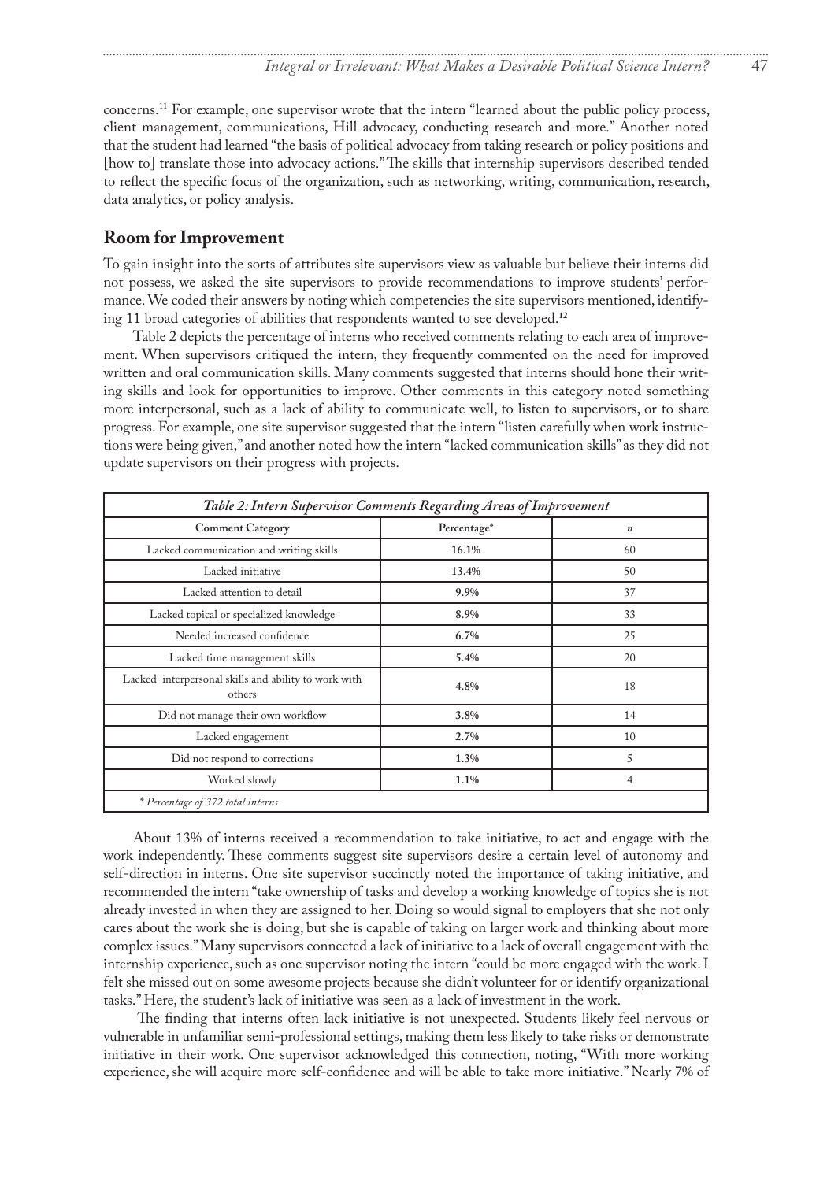concerns.[11] For example, one supervisor wrote that the intern "learned about the public policy process, client management, communications, Hill advocacy, conducting research and more." Another noted that the student had learned "the basis of political advocacy from taking research or policy positions and [how to] translate those into advocacy actions." The skills that internship supervisors described tended to reflect the specific focus of the organization, such as networking, writing, communication, research, data analytics, or policy analysis.

## Room for Improvement

To gain insight into the sorts of attributes site supervisors view as valuable but believe their interns did not possess, we asked the site supervisors to provide recommendations to improve students' performance. We coded their answers by noting which competencies the site supervisors mentioned, identifying 11 broad categories of abilities that respondents wanted to see developed.[12]

Table 2 depicts the percentage of interns who received comments relating to each area of improvement. When supervisors critiqued the intern, they frequently commented on the need for improved written and oral communication skills. Many comments suggested that interns should hone their writing skills and look for opportunities to improve. Other comments in this category noted something more interpersonal, such as a lack of ability to communicate well, to listen to supervisors, or to share progress. For example, one site supervisor suggested that the intern "listen carefully when work instructions were being given," and another noted how the intern "lacked communication skills" as they did not update supervisors on their progress with projects.

*Table 2: Intern Supervisor Comments Regarding Areas of Improvement*

| Comment Category | Percentage* | *n* |
|---|---|---|
| Lacked communication and writing skills | **16.1%** | 60 |
| Lacked initiative | **13.4%** | 50 |
| Lacked attention to detail | **9.9%** | 37 |
| Lacked topical or specialized knowledge | **8.9%** | 33 |
| Needed increased confidence | **6.7%** | 25 |
| Lacked time management skills | **5.4%** | 20 |
| Lacked interpersonal skills and ability to work with others | **4.8%** | 18 |
| Did not manage their own workflow | **3.8%** | 14 |
| Lacked engagement | **2.7%** | 10 |
| Did not respond to corrections | **1.3%** | 5 |
| Worked slowly | **1.1%** | 4 |

*\* Percentage of 372 total interns*

About 13% of interns received a recommendation to take initiative, to act and engage with the work independently. These comments suggest site supervisors desire a certain level of autonomy and self-direction in interns. One site supervisor succinctly noted the importance of taking initiative, and recommended the intern "take ownership of tasks and develop a working knowledge of topics she is not already invested in when they are assigned to her. Doing so would signal to employers that she not only cares about the work she is doing, but she is capable of taking on larger work and thinking about more complex issues." Many supervisors connected a lack of initiative to a lack of overall engagement with the internship experience, such as one supervisor noting the intern "could be more engaged with the work. I felt she missed out on some awesome projects because she didn't volunteer for or identify organizational tasks." Here, the student's lack of initiative was seen as a lack of investment in the work.

The finding that interns often lack initiative is not unexpected. Students likely feel nervous or vulnerable in unfamiliar semi-professional settings, making them less likely to take risks or demonstrate initiative in their work. One supervisor acknowledged this connection, noting, "With more working experience, she will acquire more self-confidence and will be able to take more initiative." Nearly 7% of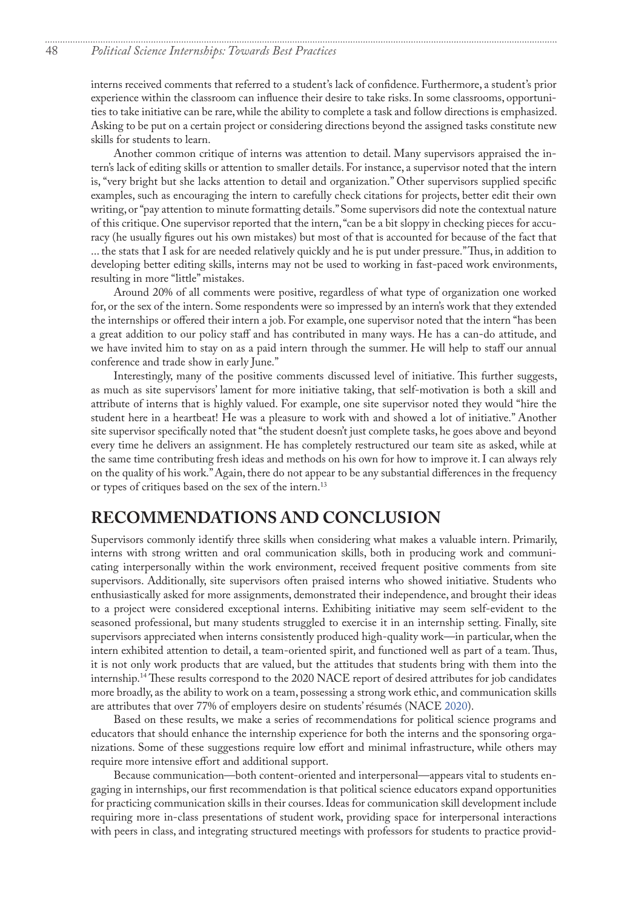interns received comments that referred to a student's lack of confidence. Furthermore, a student's prior experience within the classroom can influence their desire to take risks. In some classrooms, opportunities to take initiative can be rare, while the ability to complete a task and follow directions is emphasized. Asking to be put on a certain project or considering directions beyond the assigned tasks constitute new skills for students to learn.

Another common critique of interns was attention to detail. Many supervisors appraised the intern's lack of editing skills or attention to smaller details. For instance, a supervisor noted that the intern is, "very bright but she lacks attention to detail and organization." Other supervisors supplied specific examples, such as encouraging the intern to carefully check citations for projects, better edit their own writing, or "pay attention to minute formatting details." Some supervisors did note the contextual nature of this critique. One supervisor reported that the intern, "can be a bit sloppy in checking pieces for accuracy (he usually figures out his own mistakes) but most of that is accounted for because of the fact that ... the stats that I ask for are needed relatively quickly and he is put under pressure." Thus, in addition to developing better editing skills, interns may not be used to working in fast-paced work environments, resulting in more "little" mistakes.

Around 20% of all comments were positive, regardless of what type of organization one worked for, or the sex of the intern. Some respondents were so impressed by an intern's work that they extended the internships or offered their intern a job. For example, one supervisor noted that the intern "has been a great addition to our policy staff and has contributed in many ways. He has a can-do attitude, and we have invited him to stay on as a paid intern through the summer. He will help to staff our annual conference and trade show in early June."

Interestingly, many of the positive comments discussed level of initiative. This further suggests, as much as site supervisors' lament for more initiative taking, that self-motivation is both a skill and attribute of interns that is highly valued. For example, one site supervisor noted they would "hire the student here in a heartbeat! He was a pleasure to work with and showed a lot of initiative." Another site supervisor specifically noted that "the student doesn't just complete tasks, he goes above and beyond every time he delivers an assignment. He has completely restructured our team site as asked, while at the same time contributing fresh ideas and methods on his own for how to improve it. I can always rely on the quality of his work." Again, there do not appear to be any substantial differences in the frequency or types of critiques based on the sex of the intern.[13]

## RECOMMENDATIONS AND CONCLUSION

Supervisors commonly identify three skills when considering what makes a valuable intern. Primarily, interns with strong written and oral communication skills, both in producing work and communicating interpersonally within the work environment, received frequent positive comments from site supervisors. Additionally, site supervisors often praised interns who showed initiative. Students who enthusiastically asked for more assignments, demonstrated their independence, and brought their ideas to a project were considered exceptional interns. Exhibiting initiative may seem self-evident to the seasoned professional, but many students struggled to exercise it in an internship setting. Finally, site supervisors appreciated when interns consistently produced high-quality work—in particular, when the intern exhibited attention to detail, a team-oriented spirit, and functioned well as part of a team. Thus, it is not only work products that are valued, but the attitudes that students bring with them into the internship.[14] These results correspond to the 2020 NACE report of desired attributes for job candidates more broadly, as the ability to work on a team, possessing a strong work ethic, and communication skills are attributes that over 77% of employers desire on students' résumés (NACE 2020).

Based on these results, we make a series of recommendations for political science programs and educators that should enhance the internship experience for both the interns and the sponsoring organizations. Some of these suggestions require low effort and minimal infrastructure, while others may require more intensive effort and additional support.

Because communication—both content-oriented and interpersonal—appears vital to students engaging in internships, our first recommendation is that political science educators expand opportunities for practicing communication skills in their courses. Ideas for communication skill development include requiring more in-class presentations of student work, providing space for interpersonal interactions with peers in class, and integrating structured meetings with professors for students to practice provid-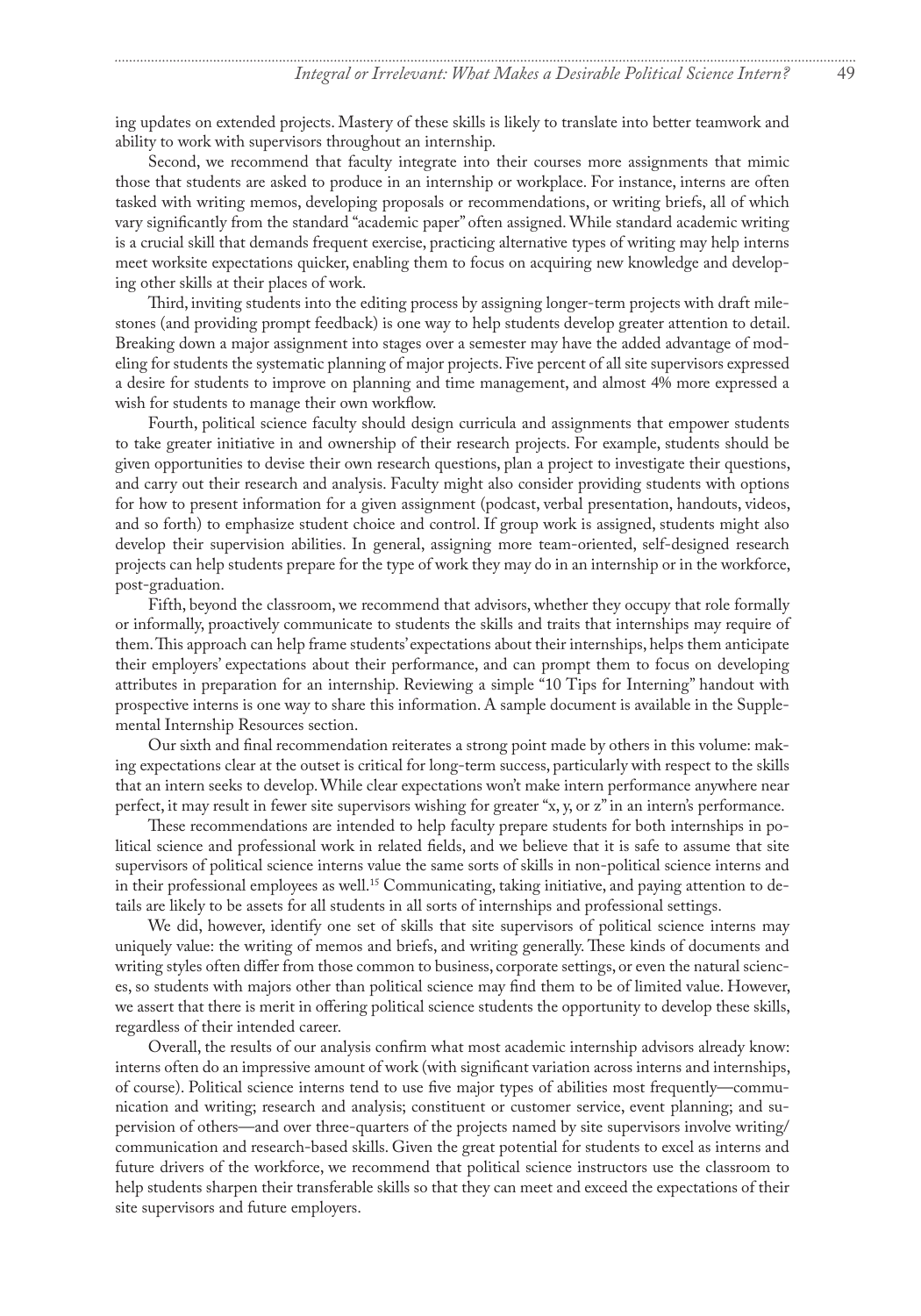ing updates on extended projects. Mastery of these skills is likely to translate into better teamwork and ability to work with supervisors throughout an internship.

Second, we recommend that faculty integrate into their courses more assignments that mimic those that students are asked to produce in an internship or workplace. For instance, interns are often tasked with writing memos, developing proposals or recommendations, or writing briefs, all of which vary significantly from the standard "academic paper" often assigned. While standard academic writing is a crucial skill that demands frequent exercise, practicing alternative types of writing may help interns meet worksite expectations quicker, enabling them to focus on acquiring new knowledge and developing other skills at their places of work.

Third, inviting students into the editing process by assigning longer-term projects with draft milestones (and providing prompt feedback) is one way to help students develop greater attention to detail. Breaking down a major assignment into stages over a semester may have the added advantage of modeling for students the systematic planning of major projects. Five percent of all site supervisors expressed a desire for students to improve on planning and time management, and almost 4% more expressed a wish for students to manage their own workflow.

Fourth, political science faculty should design curricula and assignments that empower students to take greater initiative in and ownership of their research projects. For example, students should be given opportunities to devise their own research questions, plan a project to investigate their questions, and carry out their research and analysis. Faculty might also consider providing students with options for how to present information for a given assignment (podcast, verbal presentation, handouts, videos, and so forth) to emphasize student choice and control. If group work is assigned, students might also develop their supervision abilities. In general, assigning more team-oriented, self-designed research projects can help students prepare for the type of work they may do in an internship or in the workforce, post-graduation.

Fifth, beyond the classroom, we recommend that advisors, whether they occupy that role formally or informally, proactively communicate to students the skills and traits that internships may require of them. This approach can help frame students' expectations about their internships, helps them anticipate their employers' expectations about their performance, and can prompt them to focus on developing attributes in preparation for an internship. Reviewing a simple "10 Tips for Interning" handout with prospective interns is one way to share this information. A sample document is available in the Supplemental Internship Resources section.

Our sixth and final recommendation reiterates a strong point made by others in this volume: making expectations clear at the outset is critical for long-term success, particularly with respect to the skills that an intern seeks to develop. While clear expectations won't make intern performance anywhere near perfect, it may result in fewer site supervisors wishing for greater "x, y, or z" in an intern's performance.

These recommendations are intended to help faculty prepare students for both internships in political science and professional work in related fields, and we believe that it is safe to assume that site supervisors of political science interns value the same sorts of skills in non-political science interns and in their professional employees as well.[15] Communicating, taking initiative, and paying attention to details are likely to be assets for all students in all sorts of internships and professional settings.

We did, however, identify one set of skills that site supervisors of political science interns may uniquely value: the writing of memos and briefs, and writing generally. These kinds of documents and writing styles often differ from those common to business, corporate settings, or even the natural sciences, so students with majors other than political science may find them to be of limited value. However, we assert that there is merit in offering political science students the opportunity to develop these skills, regardless of their intended career.

Overall, the results of our analysis confirm what most academic internship advisors already know: interns often do an impressive amount of work (with significant variation across interns and internships, of course). Political science interns tend to use five major types of abilities most frequently—communication and writing; research and analysis; constituent or customer service, event planning; and supervision of others—and over three-quarters of the projects named by site supervisors involve writing/communication and research-based skills. Given the great potential for students to excel as interns and future drivers of the workforce, we recommend that political science instructors use the classroom to help students sharpen their transferable skills so that they can meet and exceed the expectations of their site supervisors and future employers.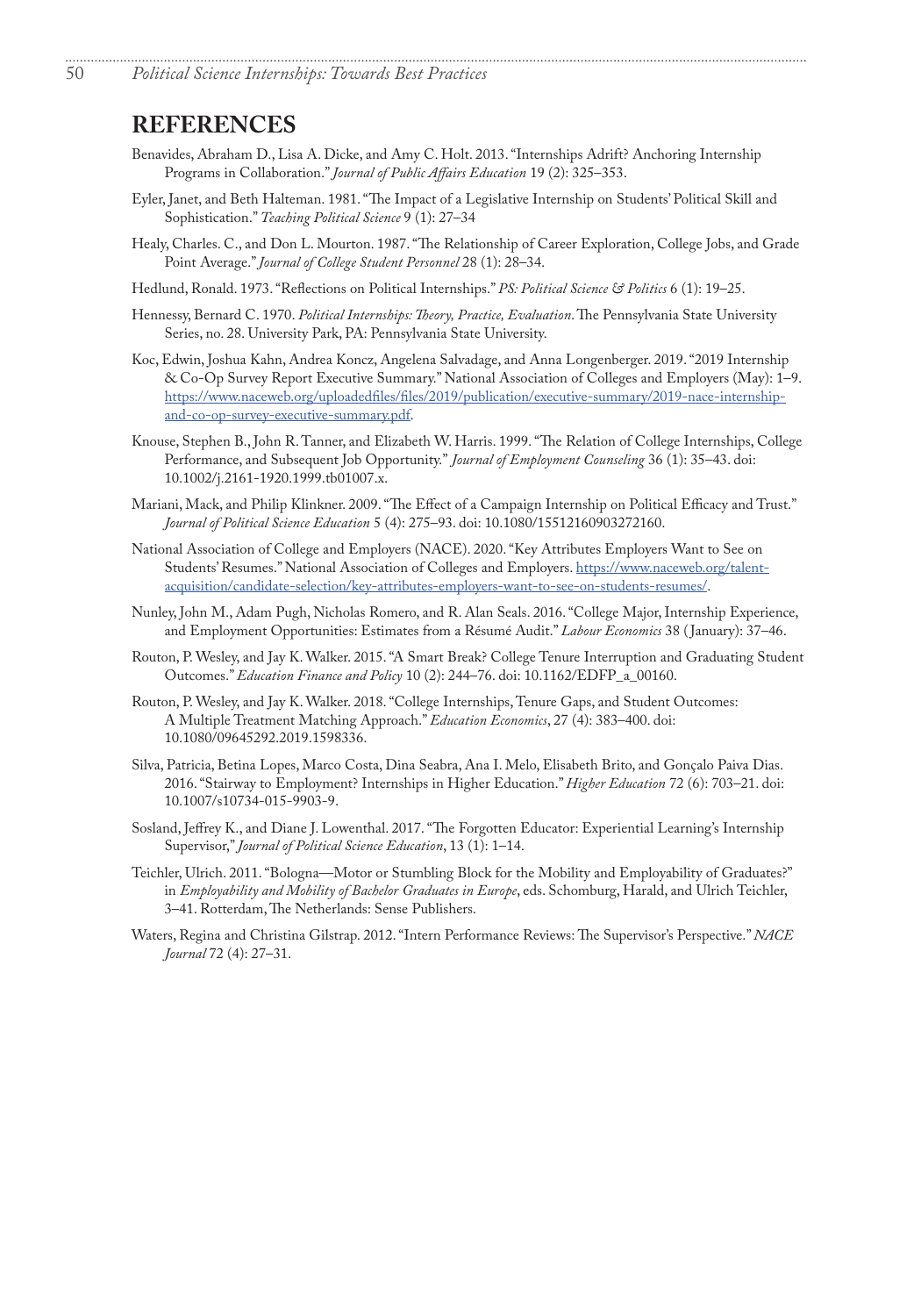## REFERENCES

Benavides, Abraham D., Lisa A. Dicke, and Amy C. Holt. 2013. "Internships Adrift? Anchoring Internship Programs in Collaboration." *Journal of Public Affairs Education* 19 (2): 325–353.

Eyler, Janet, and Beth Halteman. 1981. "The Impact of a Legislative Internship on Students' Political Skill and Sophistication." *Teaching Political Science* 9 (1): 27–34

Healy, Charles. C., and Don L. Mourton. 1987. "The Relationship of Career Exploration, College Jobs, and Grade Point Average." *Journal of College Student Personnel* 28 (1): 28–34.

Hedlund, Ronald. 1973. "Reflections on Political Internships." *PS: Political Science & Politics* 6 (1): 19–25.

Hennessy, Bernard C. 1970. *Political Internships: Theory, Practice, Evaluation*. The Pennsylvania State University Series, no. 28. University Park, PA: Pennsylvania State University.

Koc, Edwin, Joshua Kahn, Andrea Koncz, Angelena Salvadage, and Anna Longenberger. 2019. "2019 Internship & Co-Op Survey Report Executive Summary." National Association of Colleges and Employers (May): 1–9. https://www.naceweb.org/uploadedfiles/files/2019/publication/executive-summary/2019-nace-internship-and-co-op-survey-executive-summary.pdf.

Knouse, Stephen B., John R. Tanner, and Elizabeth W. Harris. 1999. "The Relation of College Internships, College Performance, and Subsequent Job Opportunity." *Journal of Employment Counseling* 36 (1): 35–43. doi: 10.1002/j.2161-1920.1999.tb01007.x.

Mariani, Mack, and Philip Klinkner. 2009. "The Effect of a Campaign Internship on Political Efficacy and Trust." *Journal of Political Science Education* 5 (4): 275–93. doi: 10.1080/15512160903272160.

National Association of College and Employers (NACE). 2020. "Key Attributes Employers Want to See on Students' Resumes." National Association of Colleges and Employers. https://www.naceweb.org/talent-acquisition/candidate-selection/key-attributes-employers-want-to-see-on-students-resumes/.

Nunley, John M., Adam Pugh, Nicholas Romero, and R. Alan Seals. 2016. "College Major, Internship Experience, and Employment Opportunities: Estimates from a Résumé Audit." *Labour Economics* 38 (January): 37–46.

Routon, P. Wesley, and Jay K. Walker. 2015. "A Smart Break? College Tenure Interruption and Graduating Student Outcomes." *Education Finance and Policy* 10 (2): 244–76. doi: 10.1162/EDFP_a_00160.

Routon, P. Wesley, and Jay K. Walker. 2018. "College Internships, Tenure Gaps, and Student Outcomes: A Multiple Treatment Matching Approach." *Education Economics*, 27 (4): 383–400. doi: 10.1080/09645292.2019.1598336.

Silva, Patricia, Betina Lopes, Marco Costa, Dina Seabra, Ana I. Melo, Elisabeth Brito, and Gonçalo Paiva Dias. 2016. "Stairway to Employment? Internships in Higher Education." *Higher Education* 72 (6): 703–21. doi: 10.1007/s10734-015-9903-9.

Sosland, Jeffrey K., and Diane J. Lowenthal. 2017. "The Forgotten Educator: Experiential Learning's Internship Supervisor," *Journal of Political Science Education*, 13 (1): 1–14.

Teichler, Ulrich. 2011. "Bologna—Motor or Stumbling Block for the Mobility and Employability of Graduates?" in *Employability and Mobility of Bachelor Graduates in Europe*, eds. Schomburg, Harald, and Ulrich Teichler, 3–41. Rotterdam, The Netherlands: Sense Publishers.

Waters, Regina and Christina Gilstrap. 2012. "Intern Performance Reviews: The Supervisor's Perspective." *NACE Journal* 72 (4): 27–31.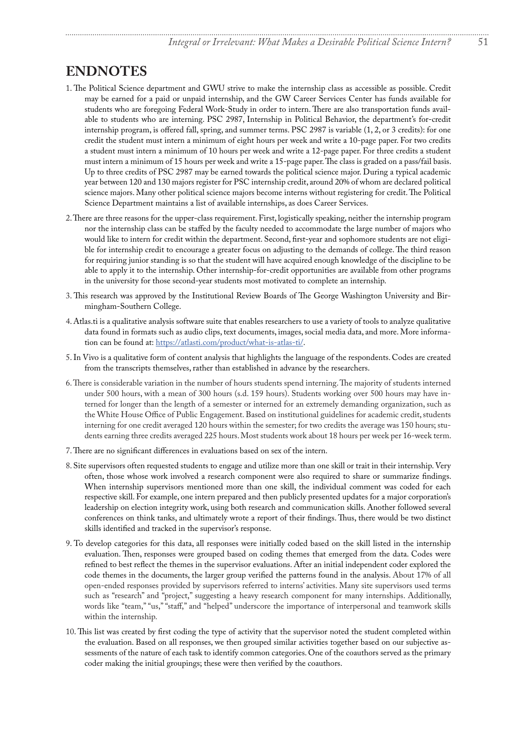## ENDNOTES

1. The Political Science department and GWU strive to make the internship class as accessible as possible. Credit may be earned for a paid or unpaid internship, and the GW Career Services Center has funds available for students who are foregoing Federal Work-Study in order to intern. There are also transportation funds available to students who are interning. PSC 2987, Internship in Political Behavior, the department's for-credit internship program, is offered fall, spring, and summer terms. PSC 2987 is variable (1, 2, or 3 credits): for one credit the student must intern a minimum of eight hours per week and write a 10-page paper. For two credits a student must intern a minimum of 10 hours per week and write a 12-page paper. For three credits a student must intern a minimum of 15 hours per week and write a 15-page paper. The class is graded on a pass/fail basis. Up to three credits of PSC 2987 may be earned towards the political science major. During a typical academic year between 120 and 130 majors register for PSC internship credit, around 20% of whom are declared political science majors. Many other political science majors become interns without registering for credit. The Political Science Department maintains a list of available internships, as does Career Services.

2. There are three reasons for the upper-class requirement. First, logistically speaking, neither the internship program nor the internship class can be staffed by the faculty needed to accommodate the large number of majors who would like to intern for credit within the department. Second, first-year and sophomore students are not eligible for internship credit to encourage a greater focus on adjusting to the demands of college. The third reason for requiring junior standing is so that the student will have acquired enough knowledge of the discipline to be able to apply it to the internship. Other internship-for-credit opportunities are available from other programs in the university for those second-year students most motivated to complete an internship.

3. This research was approved by the Institutional Review Boards of The George Washington University and Birmingham-Southern College.

4. Atlas.ti is a qualitative analysis software suite that enables researchers to use a variety of tools to analyze qualitative data found in formats such as audio clips, text documents, images, social media data, and more. More information can be found at: https://atlasti.com/product/what-is-atlas-ti/.

5. In Vivo is a qualitative form of content analysis that highlights the language of the respondents. Codes are created from the transcripts themselves, rather than established in advance by the researchers.

6. There is considerable variation in the number of hours students spend interning. The majority of students interned under 500 hours, with a mean of 300 hours (s.d. 159 hours). Students working over 500 hours may have interned for longer than the length of a semester or interned for an extremely demanding organization, such as the White House Office of Public Engagement. Based on institutional guidelines for academic credit, students interning for one credit averaged 120 hours within the semester; for two credits the average was 150 hours; students earning three credits averaged 225 hours. Most students work about 18 hours per week per 16-week term.

7. There are no significant differences in evaluations based on sex of the intern.

8. Site supervisors often requested students to engage and utilize more than one skill or trait in their internship. Very often, those whose work involved a research component were also required to share or summarize findings. When internship supervisors mentioned more than one skill, the individual comment was coded for each respective skill. For example, one intern prepared and then publicly presented updates for a major corporation's leadership on election integrity work, using both research and communication skills. Another followed several conferences on think tanks, and ultimately wrote a report of their findings. Thus, there would be two distinct skills identified and tracked in the supervisor's response.

9. To develop categories for this data, all responses were initially coded based on the skill listed in the internship evaluation. Then, responses were grouped based on coding themes that emerged from the data. Codes were refined to best reflect the themes in the supervisor evaluations. After an initial independent coder explored the code themes in the documents, the larger group verified the patterns found in the analysis. About 17% of all open-ended responses provided by supervisors referred to interns' activities. Many site supervisors used terms such as "research" and "project," suggesting a heavy research component for many internships. Additionally, words like "team," "us," "staff," and "helped" underscore the importance of interpersonal and teamwork skills within the internship.

10. This list was created by first coding the type of activity that the supervisor noted the student completed within the evaluation. Based on all responses, we then grouped similar activities together based on our subjective assessments of the nature of each task to identify common categories. One of the coauthors served as the primary coder making the initial groupings; these were then verified by the coauthors.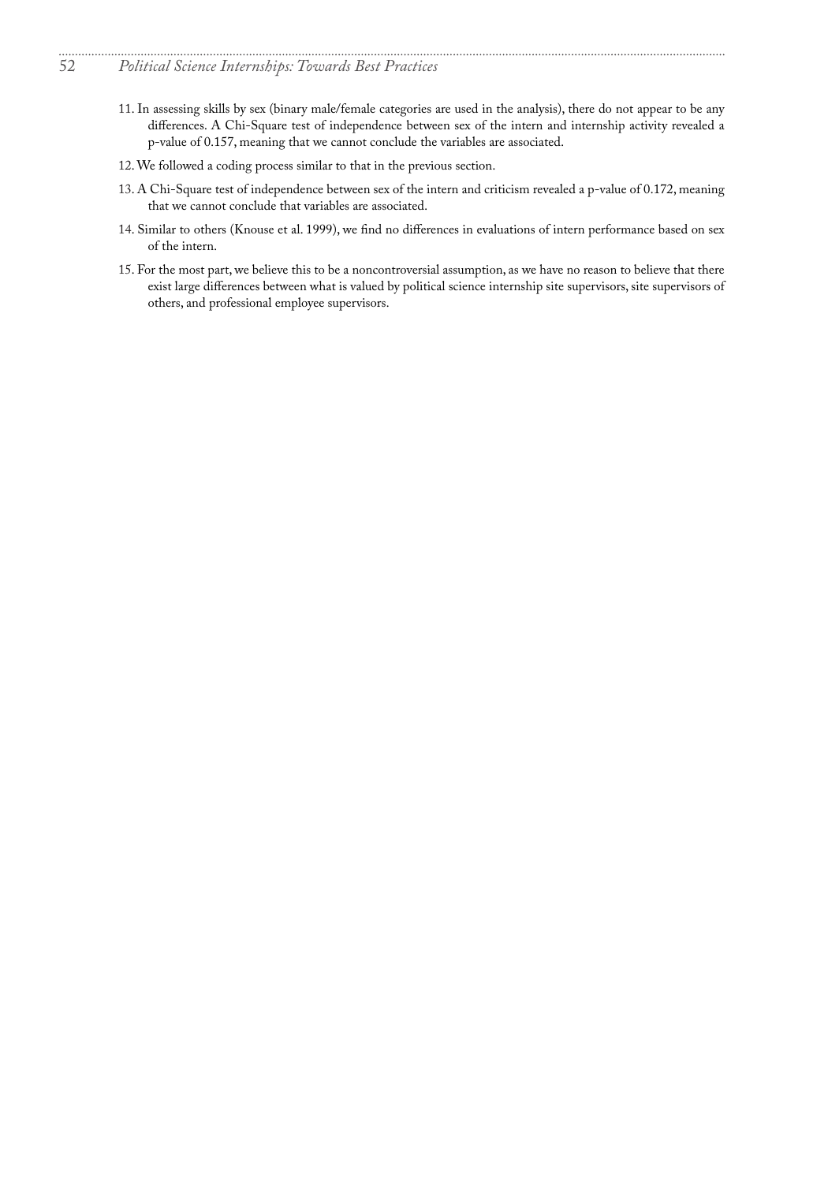11. In assessing skills by sex (binary male/female categories are used in the analysis), there do not appear to be any differences. A Chi-Square test of independence between sex of the intern and internship activity revealed a p-value of 0.157, meaning that we cannot conclude the variables are associated.
12. We followed a coding process similar to that in the previous section.
13. A Chi-Square test of independence between sex of the intern and criticism revealed a p-value of 0.172, meaning that we cannot conclude that variables are associated.
14. Similar to others (Knouse et al. 1999), we find no differences in evaluations of intern performance based on sex of the intern.
15. For the most part, we believe this to be a noncontroversial assumption, as we have no reason to believe that there exist large differences between what is valued by political science internship site supervisors, site supervisors of others, and professional employee supervisors.